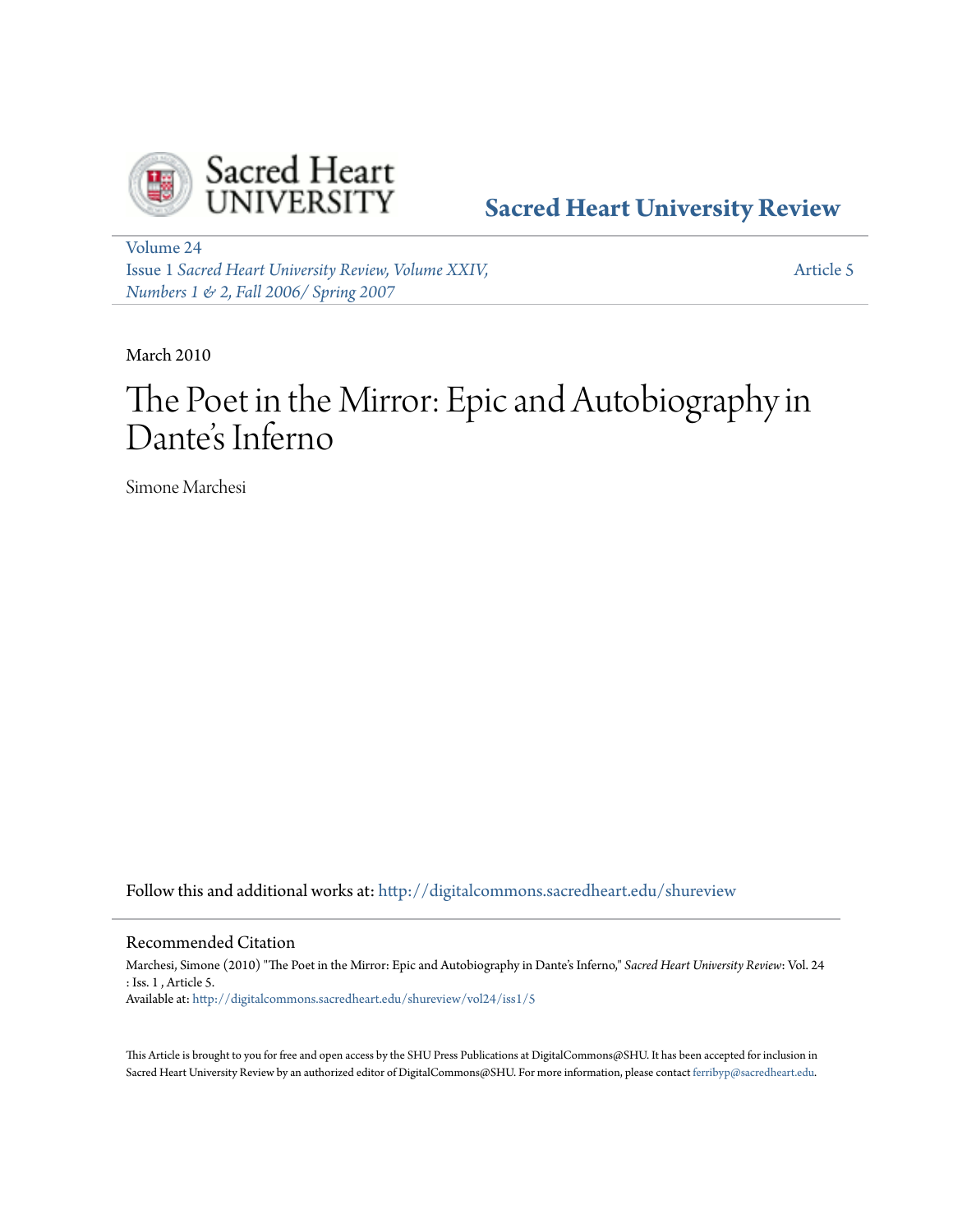Sacred Heart UNIVERSITY

**Sacred Heart University Review**

Volume 24
Issue 1 *Sacred Heart University Review, Volume XXIV, Numbers 1 & 2, Fall 2006/ Spring 2007*

Article 5

March 2010

# The Poet in the Mirror: Epic and Autobiography in Dante's Inferno

Simone Marchesi

Follow this and additional works at: http://digitalcommons.sacredheart.edu/shureview

## Recommended Citation

Marchesi, Simone (2010) "The Poet in the Mirror: Epic and Autobiography in Dante's Inferno," *Sacred Heart University Review*: Vol. 24 : Iss. 1 , Article 5.
Available at: http://digitalcommons.sacredheart.edu/shureview/vol24/iss1/5

This Article is brought to you for free and open access by the SHU Press Publications at DigitalCommons@SHU. It has been accepted for inclusion in Sacred Heart University Review by an authorized editor of DigitalCommons@SHU. For more information, please contact ferribyp@sacredheart.edu.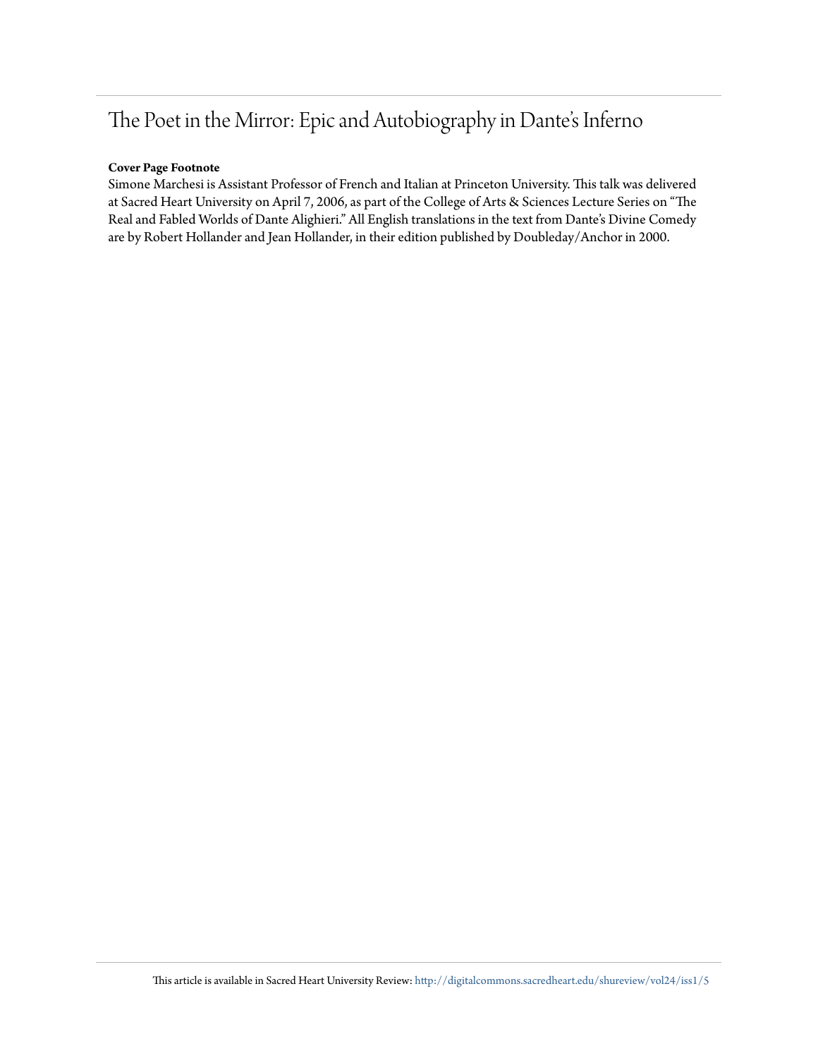# The Poet in the Mirror: Epic and Autobiography in Dante's Inferno

**Cover Page Footnote**

Simone Marchesi is Assistant Professor of French and Italian at Princeton University. This talk was delivered at Sacred Heart University on April 7, 2006, as part of the College of Arts & Sciences Lecture Series on "The Real and Fabled Worlds of Dante Alighieri." All English translations in the text from Dante's Divine Comedy are by Robert Hollander and Jean Hollander, in their edition published by Doubleday/Anchor in 2000.

This article is available in Sacred Heart University Review: http://digitalcommons.sacredheart.edu/shureview/vol24/iss1/5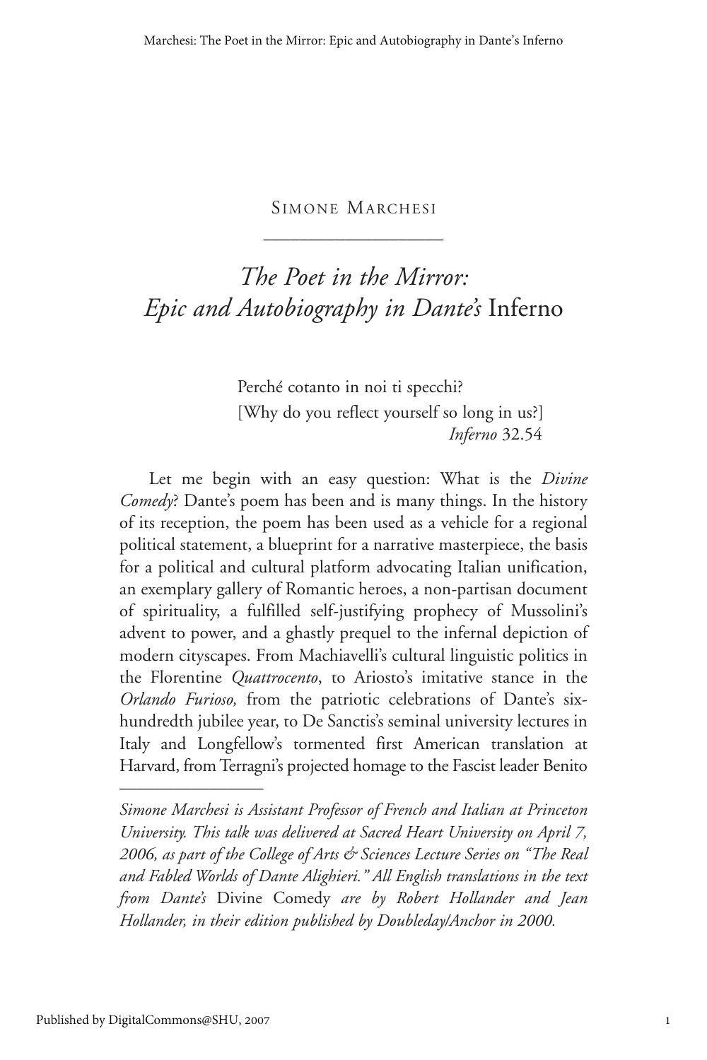Simone Marchesi

# *The Poet in the Mirror: Epic and Autobiography in Dante's* Inferno

> Perché cotanto in noi ti specchi?
> [Why do you reflect yourself so long in us?]
> *Inferno* 32.54

Let me begin with an easy question: What is the *Divine Comedy*? Dante's poem has been and is many things. In the history of its reception, the poem has been used as a vehicle for a regional political statement, a blueprint for a narrative masterpiece, the basis for a political and cultural platform advocating Italian unification, an exemplary gallery of Romantic heroes, a non-partisan document of spirituality, a fulfilled self-justifying prophecy of Mussolini's advent to power, and a ghastly prequel to the infernal depiction of modern cityscapes. From Machiavelli's cultural linguistic politics in the Florentine *Quattrocento*, to Ariosto's imitative stance in the *Orlando Furioso,* from the patriotic celebrations of Dante's six-hundredth jubilee year, to De Sanctis's seminal university lectures in Italy and Longfellow's tormented first American translation at Harvard, from Terragni's projected homage to the Fascist leader Benito

---

*Simone Marchesi is Assistant Professor of French and Italian at Princeton University. This talk was delivered at Sacred Heart University on April 7, 2006, as part of the College of Arts & Sciences Lecture Series on "The Real and Fabled Worlds of Dante Alighieri." All English translations in the text from Dante's* Divine Comedy *are by Robert Hollander and Jean Hollander, in their edition published by Doubleday/Anchor in 2000.*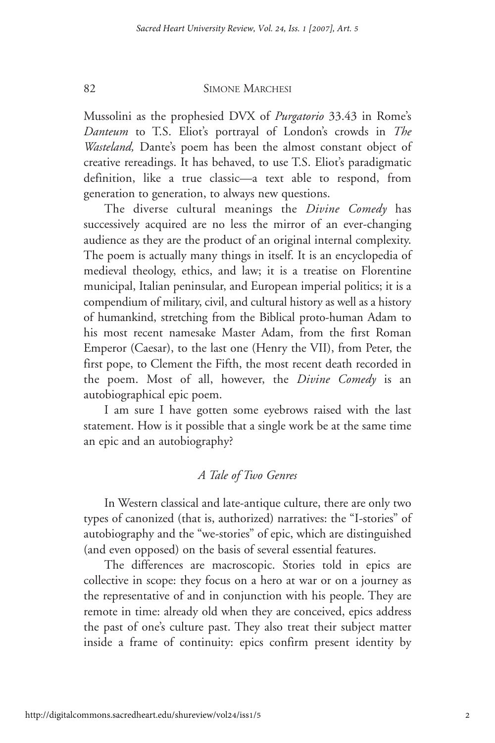Mussolini as the prophesied DVX of *Purgatorio* 33.43 in Rome's *Danteum* to T.S. Eliot's portrayal of London's crowds in *The Wasteland,* Dante's poem has been the almost constant object of creative rereadings. It has behaved, to use T.S. Eliot's paradigmatic definition, like a true classic—a text able to respond, from generation to generation, to always new questions.

The diverse cultural meanings the *Divine Comedy* has successively acquired are no less the mirror of an ever-changing audience as they are the product of an original internal complexity. The poem is actually many things in itself. It is an encyclopedia of medieval theology, ethics, and law; it is a treatise on Florentine municipal, Italian peninsular, and European imperial politics; it is a compendium of military, civil, and cultural history as well as a history of humankind, stretching from the Biblical proto-human Adam to his most recent namesake Master Adam, from the first Roman Emperor (Caesar), to the last one (Henry the VII), from Peter, the first pope, to Clement the Fifth, the most recent death recorded in the poem. Most of all, however, the *Divine Comedy* is an autobiographical epic poem.

I am sure I have gotten some eyebrows raised with the last statement. How is it possible that a single work be at the same time an epic and an autobiography?

## *A Tale of Two Genres*

In Western classical and late-antique culture, there are only two types of canonized (that is, authorized) narratives: the "I-stories" of autobiography and the "we-stories" of epic, which are distinguished (and even opposed) on the basis of several essential features.

The differences are macroscopic. Stories told in epics are collective in scope: they focus on a hero at war or on a journey as the representative of and in conjunction with his people. They are remote in time: already old when they are conceived, epics address the past of one's culture past. They also treat their subject matter inside a frame of continuity: epics confirm present identity by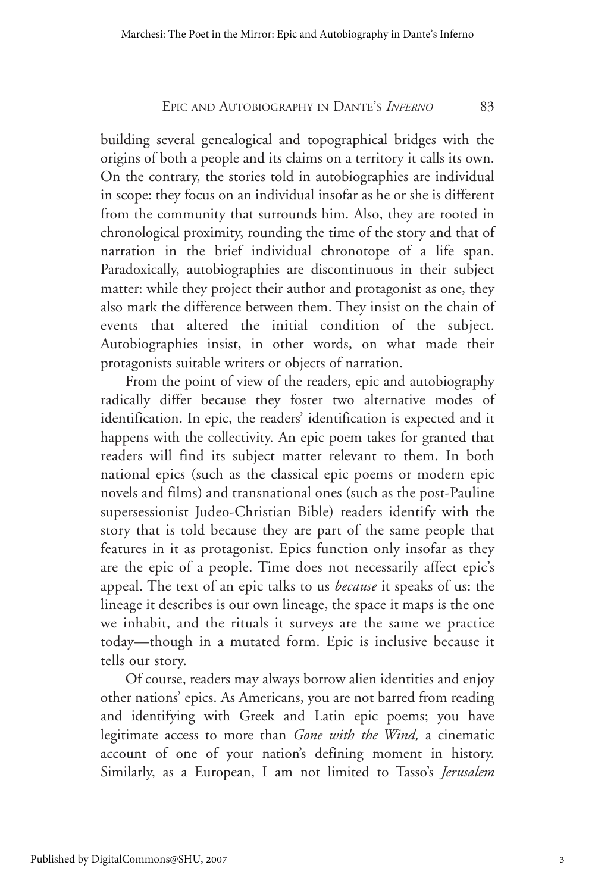building several genealogical and topographical bridges with the origins of both a people and its claims on a territory it calls its own. On the contrary, the stories told in autobiographies are individual in scope: they focus on an individual insofar as he or she is different from the community that surrounds him. Also, they are rooted in chronological proximity, rounding the time of the story and that of narration in the brief individual chronotope of a life span. Paradoxically, autobiographies are discontinuous in their subject matter: while they project their author and protagonist as one, they also mark the difference between them. They insist on the chain of events that altered the initial condition of the subject. Autobiographies insist, in other words, on what made their protagonists suitable writers or objects of narration.

From the point of view of the readers, epic and autobiography radically differ because they foster two alternative modes of identification. In epic, the readers' identification is expected and it happens with the collectivity. An epic poem takes for granted that readers will find its subject matter relevant to them. In both national epics (such as the classical epic poems or modern epic novels and films) and transnational ones (such as the post-Pauline supersessionist Judeo-Christian Bible) readers identify with the story that is told because they are part of the same people that features in it as protagonist. Epics function only insofar as they are the epic of a people. Time does not necessarily affect epic's appeal. The text of an epic talks to us *because* it speaks of us: the lineage it describes is our own lineage, the space it maps is the one we inhabit, and the rituals it surveys are the same we practice today—though in a mutated form. Epic is inclusive because it tells our story.

Of course, readers may always borrow alien identities and enjoy other nations' epics. As Americans, you are not barred from reading and identifying with Greek and Latin epic poems; you have legitimate access to more than *Gone with the Wind,* a cinematic account of one of your nation's defining moment in history. Similarly, as a European, I am not limited to Tasso's *Jerusalem*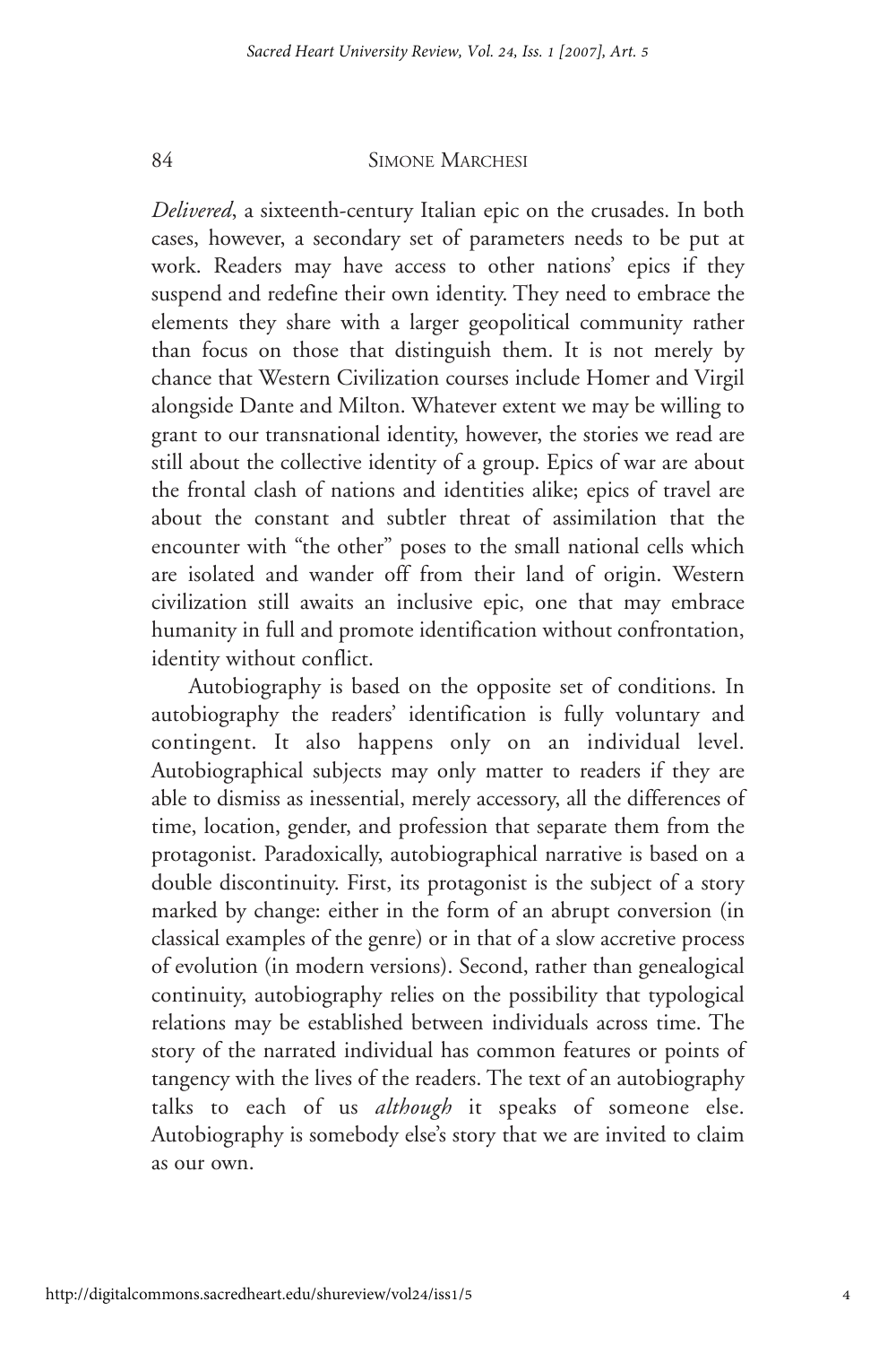*Delivered*, a sixteenth-century Italian epic on the crusades. In both cases, however, a secondary set of parameters needs to be put at work. Readers may have access to other nations' epics if they suspend and redefine their own identity. They need to embrace the elements they share with a larger geopolitical community rather than focus on those that distinguish them. It is not merely by chance that Western Civilization courses include Homer and Virgil alongside Dante and Milton. Whatever extent we may be willing to grant to our transnational identity, however, the stories we read are still about the collective identity of a group. Epics of war are about the frontal clash of nations and identities alike; epics of travel are about the constant and subtler threat of assimilation that the encounter with "the other" poses to the small national cells which are isolated and wander off from their land of origin. Western civilization still awaits an inclusive epic, one that may embrace humanity in full and promote identification without confrontation, identity without conflict.

Autobiography is based on the opposite set of conditions. In autobiography the readers' identification is fully voluntary and contingent. It also happens only on an individual level. Autobiographical subjects may only matter to readers if they are able to dismiss as inessential, merely accessory, all the differences of time, location, gender, and profession that separate them from the protagonist. Paradoxically, autobiographical narrative is based on a double discontinuity. First, its protagonist is the subject of a story marked by change: either in the form of an abrupt conversion (in classical examples of the genre) or in that of a slow accretive process of evolution (in modern versions). Second, rather than genealogical continuity, autobiography relies on the possibility that typological relations may be established between individuals across time. The story of the narrated individual has common features or points of tangency with the lives of the readers. The text of an autobiography talks to each of us *although* it speaks of someone else. Autobiography is somebody else's story that we are invited to claim as our own.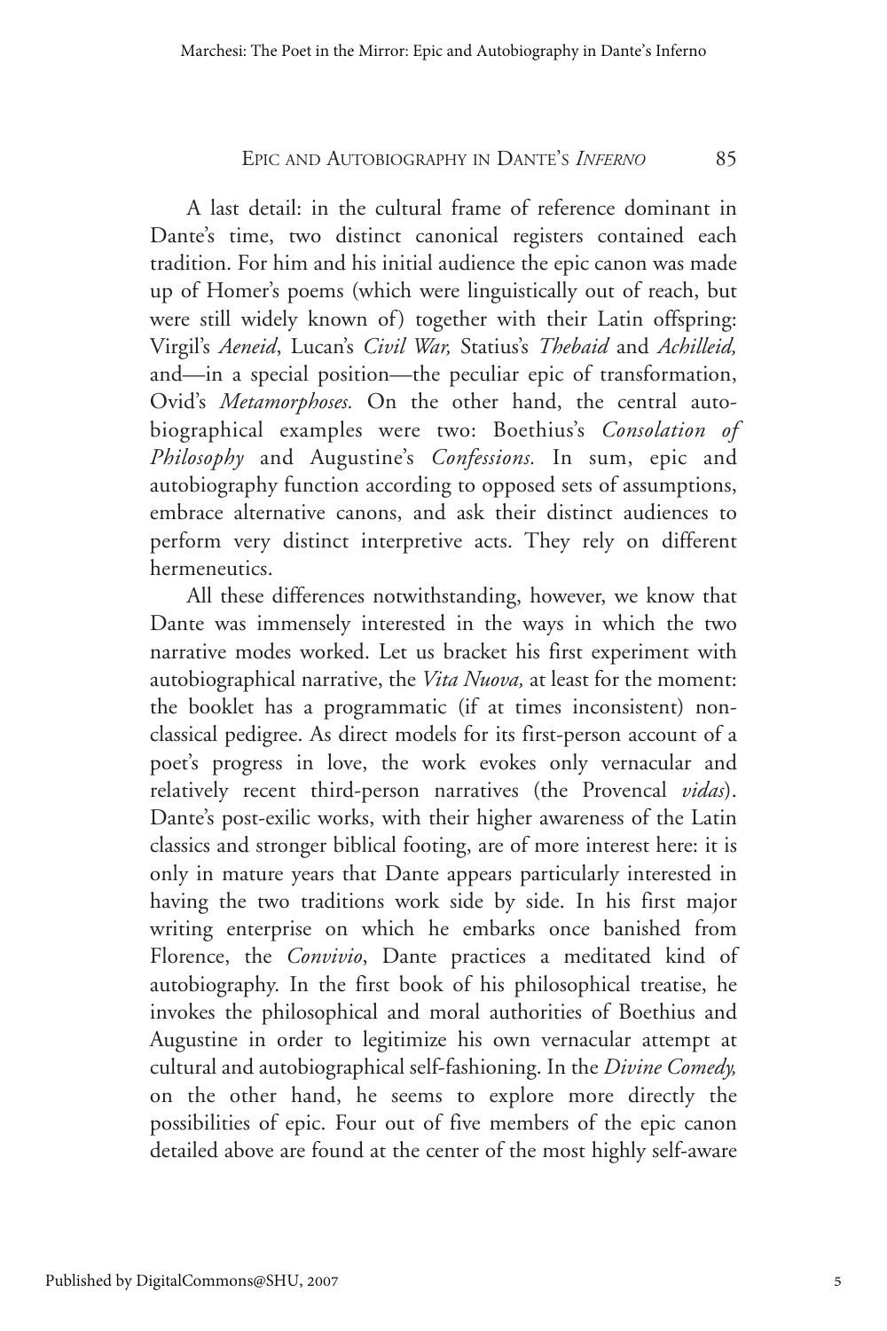A last detail: in the cultural frame of reference dominant in Dante's time, two distinct canonical registers contained each tradition. For him and his initial audience the epic canon was made up of Homer's poems (which were linguistically out of reach, but were still widely known of) together with their Latin offspring: Virgil's *Aeneid*, Lucan's *Civil War,* Statius's *Thebaid* and *Achilleid,* and—in a special position—the peculiar epic of transformation, Ovid's *Metamorphoses.* On the other hand, the central autobiographical examples were two: Boethius's *Consolation of Philosophy* and Augustine's *Confessions.* In sum, epic and autobiography function according to opposed sets of assumptions, embrace alternative canons, and ask their distinct audiences to perform very distinct interpretive acts. They rely on different hermeneutics.

All these differences notwithstanding, however, we know that Dante was immensely interested in the ways in which the two narrative modes worked. Let us bracket his first experiment with autobiographical narrative, the *Vita Nuova,* at least for the moment: the booklet has a programmatic (if at times inconsistent) nonclassical pedigree. As direct models for its first-person account of a poet's progress in love, the work evokes only vernacular and relatively recent third-person narratives (the Provencal *vidas*). Dante's post-exilic works, with their higher awareness of the Latin classics and stronger biblical footing, are of more interest here: it is only in mature years that Dante appears particularly interested in having the two traditions work side by side. In his first major writing enterprise on which he embarks once banished from Florence, the *Convivio*, Dante practices a meditated kind of autobiography. In the first book of his philosophical treatise, he invokes the philosophical and moral authorities of Boethius and Augustine in order to legitimize his own vernacular attempt at cultural and autobiographical self-fashioning. In the *Divine Comedy,* on the other hand, he seems to explore more directly the possibilities of epic. Four out of five members of the epic canon detailed above are found at the center of the most highly self-aware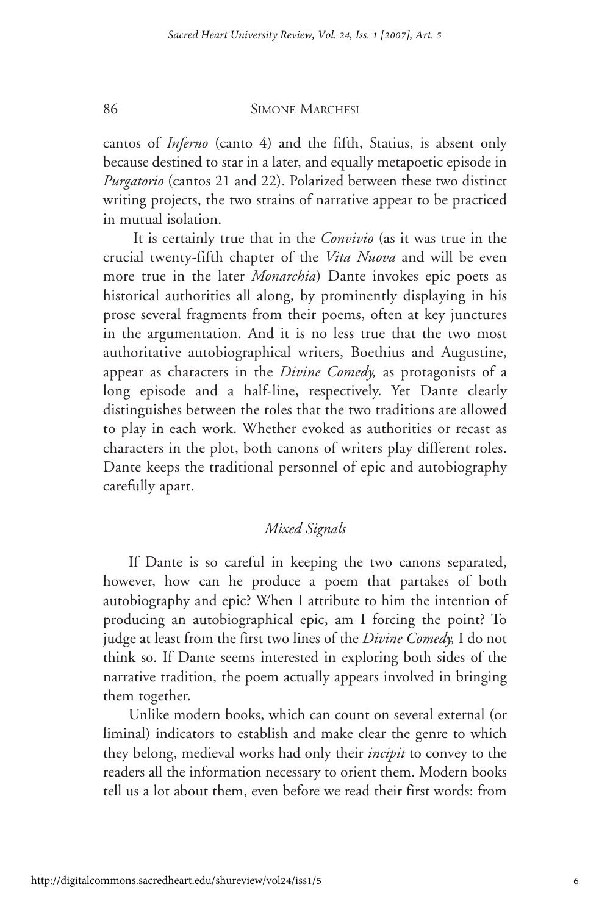cantos of *Inferno* (canto 4) and the fifth, Statius, is absent only because destined to star in a later, and equally metapoetic episode in *Purgatorio* (cantos 21 and 22). Polarized between these two distinct writing projects, the two strains of narrative appear to be practiced in mutual isolation.

It is certainly true that in the *Convivio* (as it was true in the crucial twenty-fifth chapter of the *Vita Nuova* and will be even more true in the later *Monarchia*) Dante invokes epic poets as historical authorities all along, by prominently displaying in his prose several fragments from their poems, often at key junctures in the argumentation. And it is no less true that the two most authoritative autobiographical writers, Boethius and Augustine, appear as characters in the *Divine Comedy,* as protagonists of a long episode and a half-line, respectively. Yet Dante clearly distinguishes between the roles that the two traditions are allowed to play in each work. Whether evoked as authorities or recast as characters in the plot, both canons of writers play different roles. Dante keeps the traditional personnel of epic and autobiography carefully apart.

## *Mixed Signals*

If Dante is so careful in keeping the two canons separated, however, how can he produce a poem that partakes of both autobiography and epic? When I attribute to him the intention of producing an autobiographical epic, am I forcing the point? To judge at least from the first two lines of the *Divine Comedy,* I do not think so. If Dante seems interested in exploring both sides of the narrative tradition, the poem actually appears involved in bringing them together.

Unlike modern books, which can count on several external (or liminal) indicators to establish and make clear the genre to which they belong, medieval works had only their *incipit* to convey to the readers all the information necessary to orient them. Modern books tell us a lot about them, even before we read their first words: from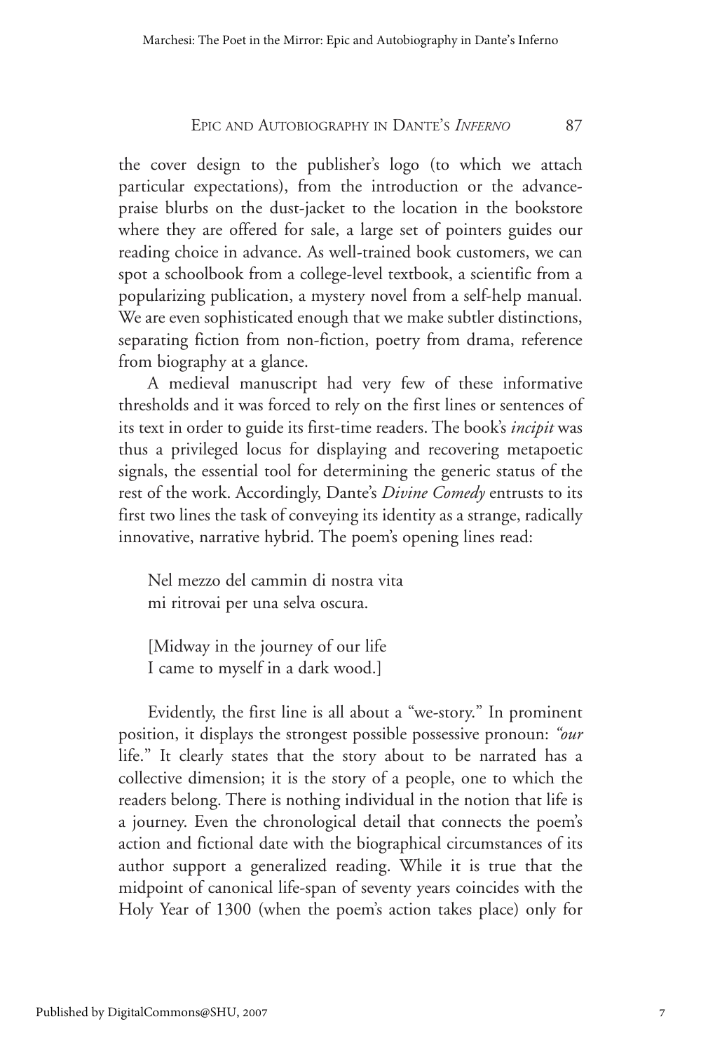the cover design to the publisher's logo (to which we attach particular expectations), from the introduction or the advance-praise blurbs on the dust-jacket to the location in the bookstore where they are offered for sale, a large set of pointers guides our reading choice in advance. As well-trained book customers, we can spot a schoolbook from a college-level textbook, a scientific from a popularizing publication, a mystery novel from a self-help manual. We are even sophisticated enough that we make subtler distinctions, separating fiction from non-fiction, poetry from drama, reference from biography at a glance.

A medieval manuscript had very few of these informative thresholds and it was forced to rely on the first lines or sentences of its text in order to guide its first-time readers. The book's *incipit* was thus a privileged locus for displaying and recovering metapoetic signals, the essential tool for determining the generic status of the rest of the work. Accordingly, Dante's *Divine Comedy* entrusts to its first two lines the task of conveying its identity as a strange, radically innovative, narrative hybrid. The poem's opening lines read:

> Nel mezzo del cammin di nostra vita
> mi ritrovai per una selva oscura.
>
> [Midway in the journey of our life
> I came to myself in a dark wood.]

Evidently, the first line is all about a "we-story." In prominent position, it displays the strongest possible possessive pronoun: *"our* life." It clearly states that the story about to be narrated has a collective dimension; it is the story of a people, one to which the readers belong. There is nothing individual in the notion that life is a journey. Even the chronological detail that connects the poem's action and fictional date with the biographical circumstances of its author support a generalized reading. While it is true that the midpoint of canonical life-span of seventy years coincides with the Holy Year of 1300 (when the poem's action takes place) only for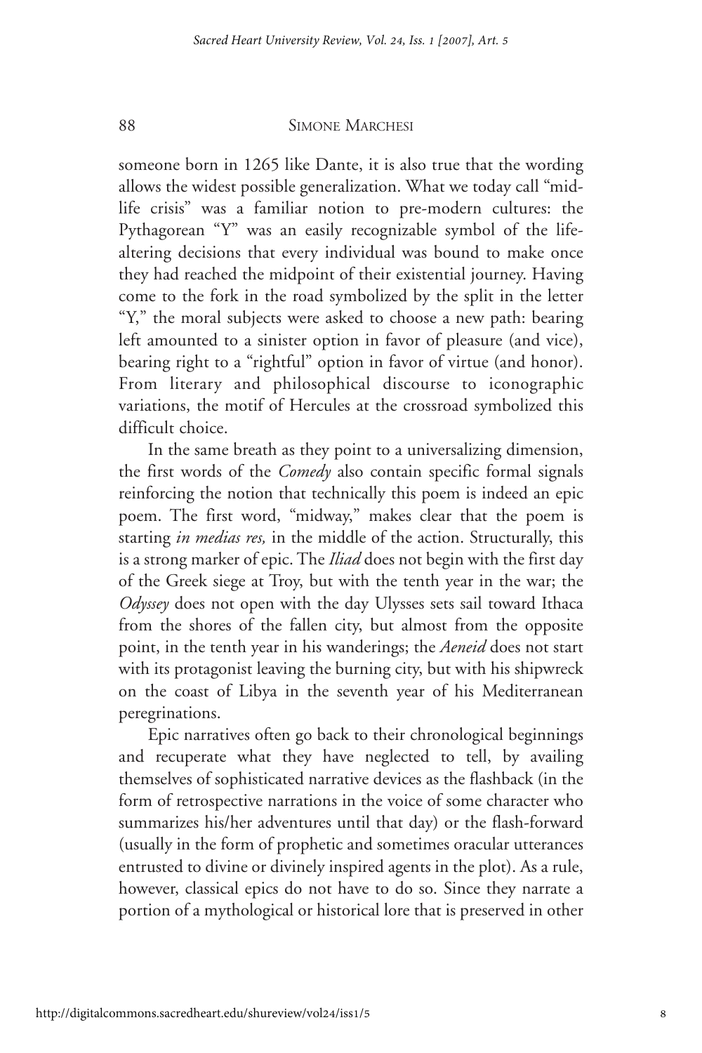someone born in 1265 like Dante, it is also true that the wording allows the widest possible generalization. What we today call "midlife crisis" was a familiar notion to pre-modern cultures: the Pythagorean "Y" was an easily recognizable symbol of the life-altering decisions that every individual was bound to make once they had reached the midpoint of their existential journey. Having come to the fork in the road symbolized by the split in the letter "Y," the moral subjects were asked to choose a new path: bearing left amounted to a sinister option in favor of pleasure (and vice), bearing right to a "rightful" option in favor of virtue (and honor). From literary and philosophical discourse to iconographic variations, the motif of Hercules at the crossroad symbolized this difficult choice.

In the same breath as they point to a universalizing dimension, the first words of the *Comedy* also contain specific formal signals reinforcing the notion that technically this poem is indeed an epic poem. The first word, "midway," makes clear that the poem is starting *in medias res,* in the middle of the action. Structurally, this is a strong marker of epic. The *Iliad* does not begin with the first day of the Greek siege at Troy, but with the tenth year in the war; the *Odyssey* does not open with the day Ulysses sets sail toward Ithaca from the shores of the fallen city, but almost from the opposite point, in the tenth year in his wanderings; the *Aeneid* does not start with its protagonist leaving the burning city, but with his shipwreck on the coast of Libya in the seventh year of his Mediterranean peregrinations.

Epic narratives often go back to their chronological beginnings and recuperate what they have neglected to tell, by availing themselves of sophisticated narrative devices as the flashback (in the form of retrospective narrations in the voice of some character who summarizes his/her adventures until that day) or the flash-forward (usually in the form of prophetic and sometimes oracular utterances entrusted to divine or divinely inspired agents in the plot). As a rule, however, classical epics do not have to do so. Since they narrate a portion of a mythological or historical lore that is preserved in other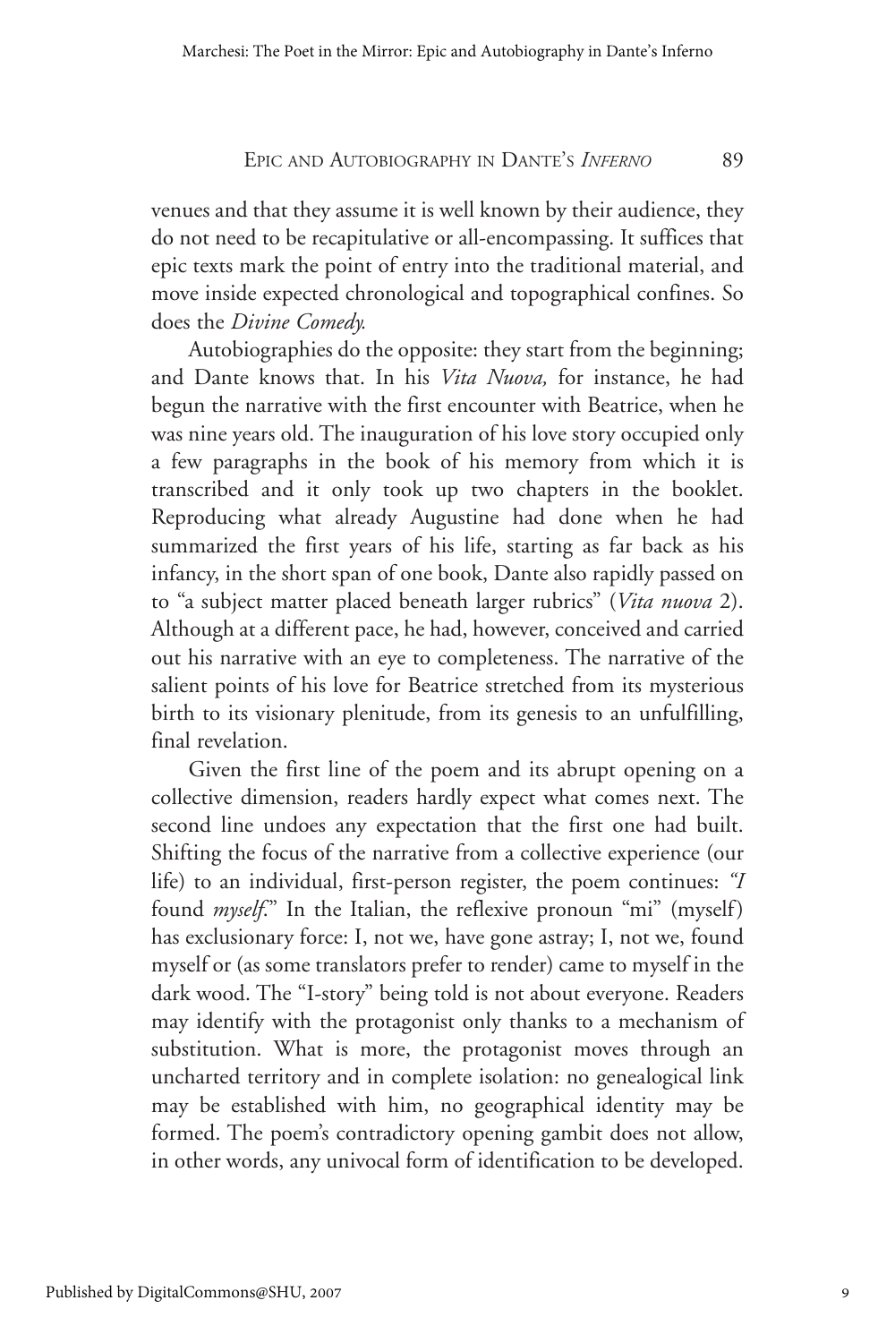venues and that they assume it is well known by their audience, they do not need to be recapitulative or all-encompassing. It suffices that epic texts mark the point of entry into the traditional material, and move inside expected chronological and topographical confines. So does the *Divine Comedy.*

Autobiographies do the opposite: they start from the beginning; and Dante knows that. In his *Vita Nuova,* for instance, he had begun the narrative with the first encounter with Beatrice, when he was nine years old. The inauguration of his love story occupied only a few paragraphs in the book of his memory from which it is transcribed and it only took up two chapters in the booklet. Reproducing what already Augustine had done when he had summarized the first years of his life, starting as far back as his infancy, in the short span of one book, Dante also rapidly passed on to "a subject matter placed beneath larger rubrics" (*Vita nuova* 2). Although at a different pace, he had, however, conceived and carried out his narrative with an eye to completeness. The narrative of the salient points of his love for Beatrice stretched from its mysterious birth to its visionary plenitude, from its genesis to an unfulfilling, final revelation.

Given the first line of the poem and its abrupt opening on a collective dimension, readers hardly expect what comes next. The second line undoes any expectation that the first one had built. Shifting the focus of the narrative from a collective experience (our life) to an individual, first-person register, the poem continues: *"I* found *myself*." In the Italian, the reflexive pronoun "mi" (myself) has exclusionary force: I, not we, have gone astray; I, not we, found myself or (as some translators prefer to render) came to myself in the dark wood. The "I-story" being told is not about everyone. Readers may identify with the protagonist only thanks to a mechanism of substitution. What is more, the protagonist moves through an uncharted territory and in complete isolation: no genealogical link may be established with him, no geographical identity may be formed. The poem's contradictory opening gambit does not allow, in other words, any univocal form of identification to be developed.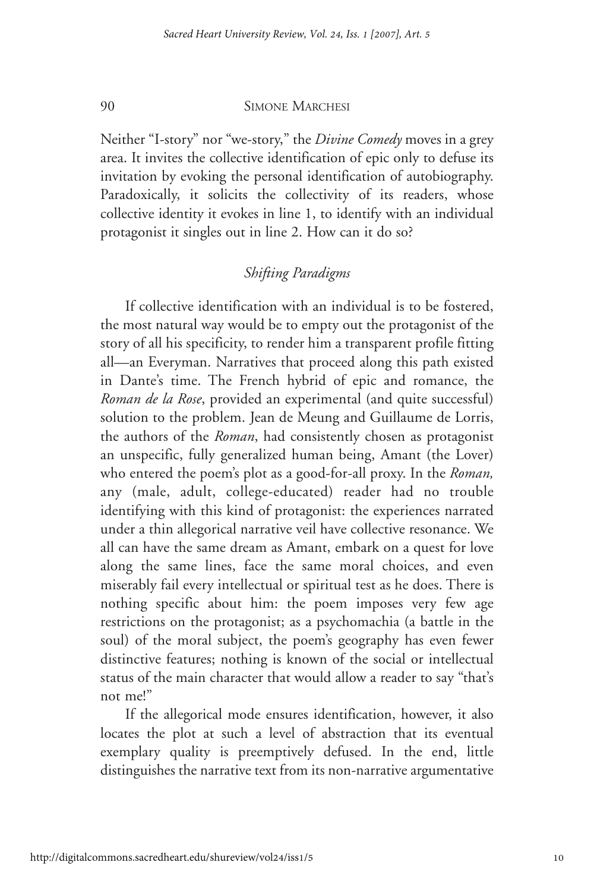Neither "I-story" nor "we-story," the *Divine Comedy* moves in a grey area. It invites the collective identification of epic only to defuse its invitation by evoking the personal identification of autobiography. Paradoxically, it solicits the collectivity of its readers, whose collective identity it evokes in line 1, to identify with an individual protagonist it singles out in line 2. How can it do so?

## *Shifting Paradigms*

If collective identification with an individual is to be fostered, the most natural way would be to empty out the protagonist of the story of all his specificity, to render him a transparent profile fitting all—an Everyman. Narratives that proceed along this path existed in Dante's time. The French hybrid of epic and romance, the *Roman de la Rose*, provided an experimental (and quite successful) solution to the problem. Jean de Meung and Guillaume de Lorris, the authors of the *Roman*, had consistently chosen as protagonist an unspecific, fully generalized human being, Amant (the Lover) who entered the poem's plot as a good-for-all proxy. In the *Roman,* any (male, adult, college-educated) reader had no trouble identifying with this kind of protagonist: the experiences narrated under a thin allegorical narrative veil have collective resonance. We all can have the same dream as Amant, embark on a quest for love along the same lines, face the same moral choices, and even miserably fail every intellectual or spiritual test as he does. There is nothing specific about him: the poem imposes very few age restrictions on the protagonist; as a psychomachia (a battle in the soul) of the moral subject, the poem's geography has even fewer distinctive features; nothing is known of the social or intellectual status of the main character that would allow a reader to say "that's not me!"

If the allegorical mode ensures identification, however, it also locates the plot at such a level of abstraction that its eventual exemplary quality is preemptively defused. In the end, little distinguishes the narrative text from its non-narrative argumentative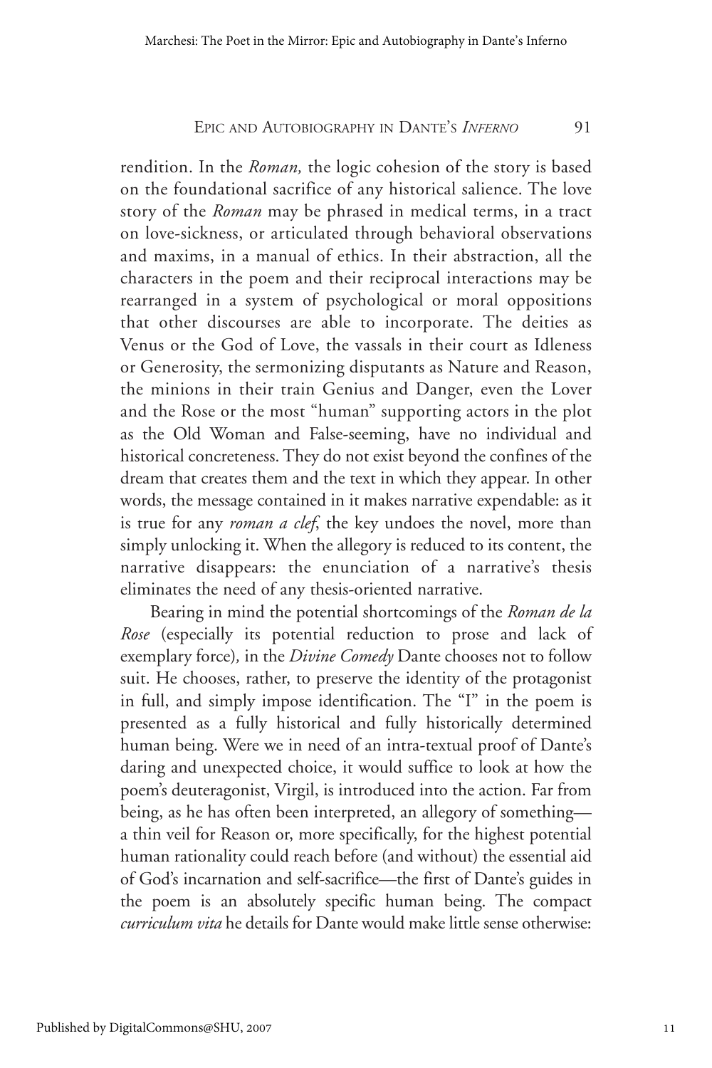rendition. In the *Roman,* the logic cohesion of the story is based on the foundational sacrifice of any historical salience. The love story of the *Roman* may be phrased in medical terms, in a tract on love-sickness, or articulated through behavioral observations and maxims, in a manual of ethics. In their abstraction, all the characters in the poem and their reciprocal interactions may be rearranged in a system of psychological or moral oppositions that other discourses are able to incorporate. The deities as Venus or the God of Love, the vassals in their court as Idleness or Generosity, the sermonizing disputants as Nature and Reason, the minions in their train Genius and Danger, even the Lover and the Rose or the most "human" supporting actors in the plot as the Old Woman and False-seeming, have no individual and historical concreteness. They do not exist beyond the confines of the dream that creates them and the text in which they appear. In other words, the message contained in it makes narrative expendable: as it is true for any *roman a clef*, the key undoes the novel, more than simply unlocking it. When the allegory is reduced to its content, the narrative disappears: the enunciation of a narrative's thesis eliminates the need of any thesis-oriented narrative.

Bearing in mind the potential shortcomings of the *Roman de la Rose* (especially its potential reduction to prose and lack of exemplary force)*,* in the *Divine Comedy* Dante chooses not to follow suit. He chooses, rather, to preserve the identity of the protagonist in full, and simply impose identification. The "I" in the poem is presented as a fully historical and fully historically determined human being. Were we in need of an intra-textual proof of Dante's daring and unexpected choice, it would suffice to look at how the poem's deuteragonist, Virgil, is introduced into the action. Far from being, as he has often been interpreted, an allegory of something—a thin veil for Reason or, more specifically, for the highest potential human rationality could reach before (and without) the essential aid of God's incarnation and self-sacrifice—the first of Dante's guides in the poem is an absolutely specific human being. The compact *curriculum vita* he details for Dante would make little sense otherwise: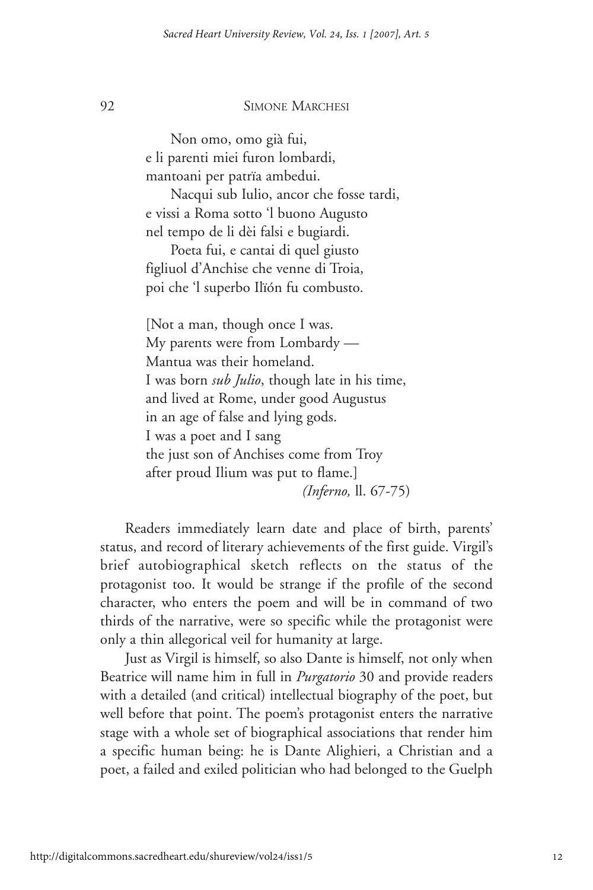Non omo, omo già fui,
e li parenti miei furon lombardi,
mantoani per patrïa ambedui.
Nacqui sub Iulio, ancor che fosse tardi,
e vissi a Roma sotto 'l buono Augusto
nel tempo de li dèi falsi e bugiardi.
Poeta fui, e cantai di quel giusto
figliuol d'Anchise che venne di Troia,
poi che 'l superbo Ilïón fu combusto.

[Not a man, though once I was.
My parents were from Lombardy —
Mantua was their homeland.
I was born *sub Julio*, though late in his time,
and lived at Rome, under good Augustus
in an age of false and lying gods.
I was a poet and I sang
the just son of Anchises come from Troy
after proud Ilium was put to flame.]
*(Inferno,* ll. 67-75)

Readers immediately learn date and place of birth, parents' status, and record of literary achievements of the first guide. Virgil's brief autobiographical sketch reflects on the status of the protagonist too. It would be strange if the profile of the second character, who enters the poem and will be in command of two thirds of the narrative, were so specific while the protagonist were only a thin allegorical veil for humanity at large.

Just as Virgil is himself, so also Dante is himself, not only when Beatrice will name him in full in *Purgatorio* 30 and provide readers with a detailed (and critical) intellectual biography of the poet, but well before that point. The poem's protagonist enters the narrative stage with a whole set of biographical associations that render him a specific human being: he is Dante Alighieri, a Christian and a poet, a failed and exiled politician who had belonged to the Guelph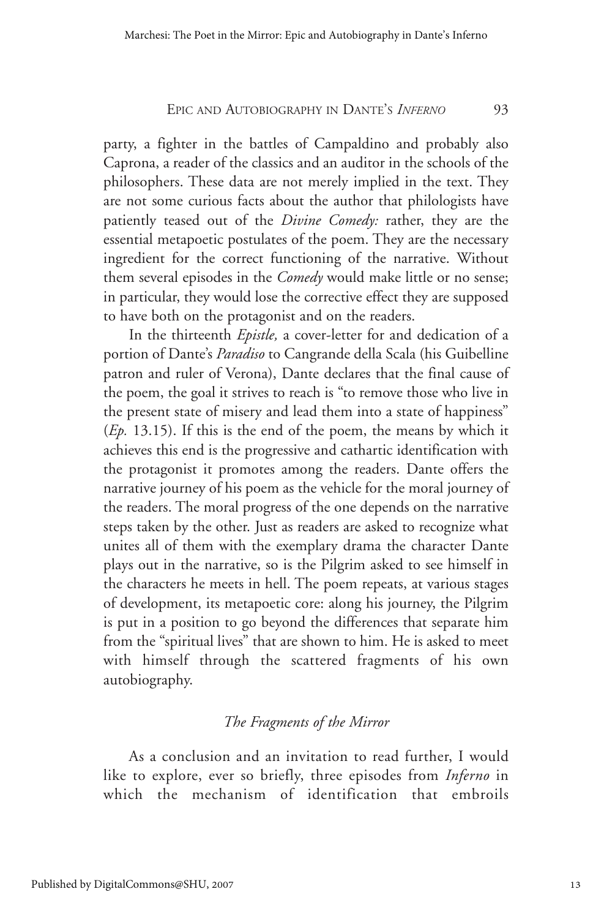party, a fighter in the battles of Campaldino and probably also Caprona, a reader of the classics and an auditor in the schools of the philosophers. These data are not merely implied in the text. They are not some curious facts about the author that philologists have patiently teased out of the *Divine Comedy:* rather, they are the essential metapoetic postulates of the poem. They are the necessary ingredient for the correct functioning of the narrative. Without them several episodes in the *Comedy* would make little or no sense; in particular, they would lose the corrective effect they are supposed to have both on the protagonist and on the readers.

In the thirteenth *Epistle,* a cover-letter for and dedication of a portion of Dante's *Paradiso* to Cangrande della Scala (his Guibelline patron and ruler of Verona), Dante declares that the final cause of the poem, the goal it strives to reach is "to remove those who live in the present state of misery and lead them into a state of happiness" (*Ep.* 13.15). If this is the end of the poem, the means by which it achieves this end is the progressive and cathartic identification with the protagonist it promotes among the readers. Dante offers the narrative journey of his poem as the vehicle for the moral journey of the readers. The moral progress of the one depends on the narrative steps taken by the other. Just as readers are asked to recognize what unites all of them with the exemplary drama the character Dante plays out in the narrative, so is the Pilgrim asked to see himself in the characters he meets in hell. The poem repeats, at various stages of development, its metapoetic core: along his journey, the Pilgrim is put in a position to go beyond the differences that separate him from the "spiritual lives" that are shown to him. He is asked to meet with himself through the scattered fragments of his own autobiography.

## *The Fragments of the Mirror*

As a conclusion and an invitation to read further, I would like to explore, ever so briefly, three episodes from *Inferno* in which the mechanism of identification that embroils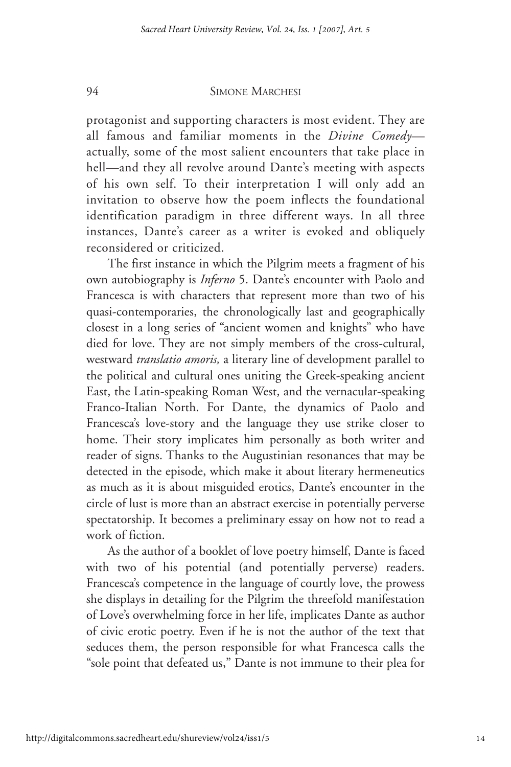protagonist and supporting characters is most evident. They are all famous and familiar moments in the *Divine Comedy*—actually, some of the most salient encounters that take place in hell—and they all revolve around Dante's meeting with aspects of his own self. To their interpretation I will only add an invitation to observe how the poem inflects the foundational identification paradigm in three different ways. In all three instances, Dante's career as a writer is evoked and obliquely reconsidered or criticized.

The first instance in which the Pilgrim meets a fragment of his own autobiography is *Inferno* 5. Dante's encounter with Paolo and Francesca is with characters that represent more than two of his quasi-contemporaries, the chronologically last and geographically closest in a long series of "ancient women and knights" who have died for love. They are not simply members of the cross-cultural, westward *translatio amoris,* a literary line of development parallel to the political and cultural ones uniting the Greek-speaking ancient East, the Latin-speaking Roman West, and the vernacular-speaking Franco-Italian North. For Dante, the dynamics of Paolo and Francesca's love-story and the language they use strike closer to home. Their story implicates him personally as both writer and reader of signs. Thanks to the Augustinian resonances that may be detected in the episode, which make it about literary hermeneutics as much as it is about misguided erotics, Dante's encounter in the circle of lust is more than an abstract exercise in potentially perverse spectatorship. It becomes a preliminary essay on how not to read a work of fiction.

As the author of a booklet of love poetry himself, Dante is faced with two of his potential (and potentially perverse) readers. Francesca's competence in the language of courtly love, the prowess she displays in detailing for the Pilgrim the threefold manifestation of Love's overwhelming force in her life, implicates Dante as author of civic erotic poetry. Even if he is not the author of the text that seduces them, the person responsible for what Francesca calls the "sole point that defeated us," Dante is not immune to their plea for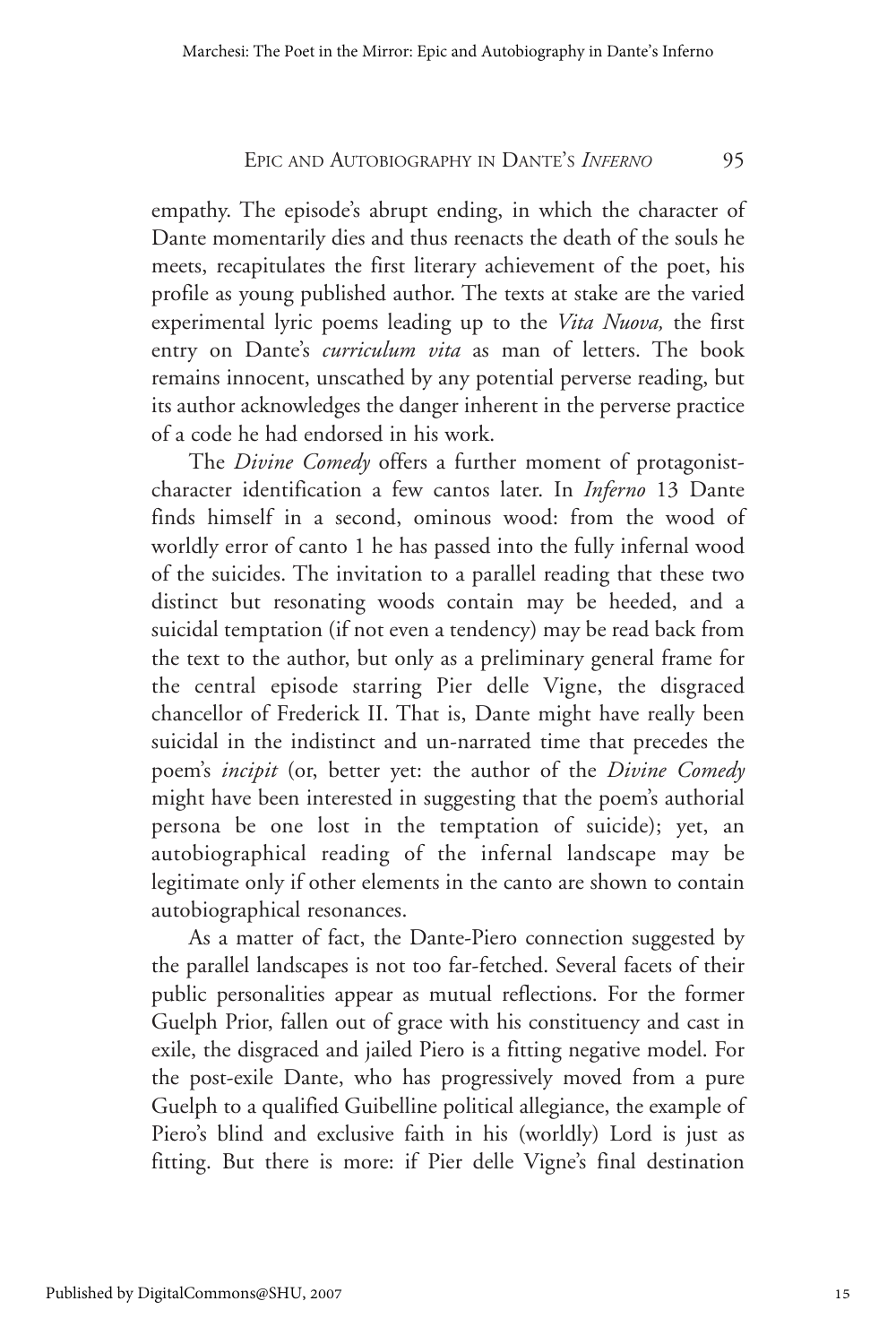empathy. The episode's abrupt ending, in which the character of Dante momentarily dies and thus reenacts the death of the souls he meets, recapitulates the first literary achievement of the poet, his profile as young published author. The texts at stake are the varied experimental lyric poems leading up to the *Vita Nuova,* the first entry on Dante's *curriculum vita* as man of letters. The book remains innocent, unscathed by any potential perverse reading, but its author acknowledges the danger inherent in the perverse practice of a code he had endorsed in his work.

The *Divine Comedy* offers a further moment of protagonist-character identification a few cantos later. In *Inferno* 13 Dante finds himself in a second, ominous wood: from the wood of worldly error of canto 1 he has passed into the fully infernal wood of the suicides. The invitation to a parallel reading that these two distinct but resonating woods contain may be heeded, and a suicidal temptation (if not even a tendency) may be read back from the text to the author, but only as a preliminary general frame for the central episode starring Pier delle Vigne, the disgraced chancellor of Frederick II. That is, Dante might have really been suicidal in the indistinct and un-narrated time that precedes the poem's *incipit* (or, better yet: the author of the *Divine Comedy* might have been interested in suggesting that the poem's authorial persona be one lost in the temptation of suicide); yet, an autobiographical reading of the infernal landscape may be legitimate only if other elements in the canto are shown to contain autobiographical resonances.

As a matter of fact, the Dante-Piero connection suggested by the parallel landscapes is not too far-fetched. Several facets of their public personalities appear as mutual reflections. For the former Guelph Prior, fallen out of grace with his constituency and cast in exile, the disgraced and jailed Piero is a fitting negative model. For the post-exile Dante, who has progressively moved from a pure Guelph to a qualified Guibelline political allegiance, the example of Piero's blind and exclusive faith in his (worldly) Lord is just as fitting. But there is more: if Pier delle Vigne's final destination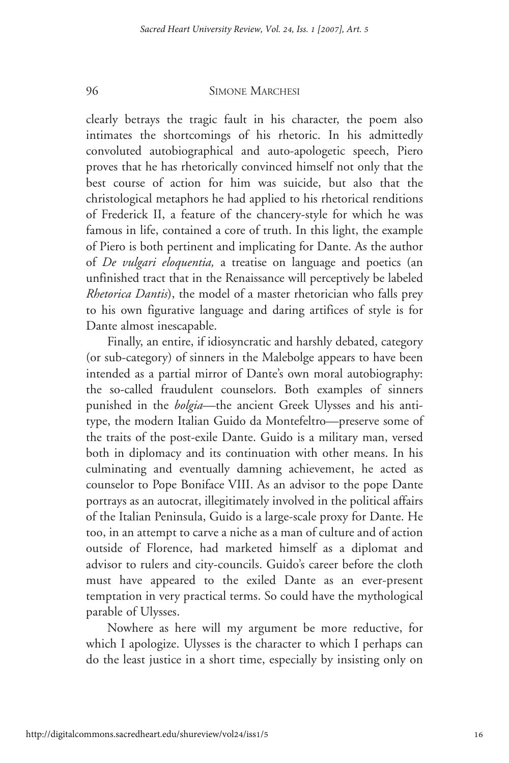clearly betrays the tragic fault in his character, the poem also intimates the shortcomings of his rhetoric. In his admittedly convoluted autobiographical and auto-apologetic speech, Piero proves that he has rhetorically convinced himself not only that the best course of action for him was suicide, but also that the christological metaphors he had applied to his rhetorical renditions of Frederick II, a feature of the chancery-style for which he was famous in life, contained a core of truth. In this light, the example of Piero is both pertinent and implicating for Dante. As the author of *De vulgari eloquentia,* a treatise on language and poetics (an unfinished tract that in the Renaissance will perceptively be labeled *Rhetorica Dantis*), the model of a master rhetorician who falls prey to his own figurative language and daring artifices of style is for Dante almost inescapable.

Finally, an entire, if idiosyncratic and harshly debated, category (or sub-category) of sinners in the Malebolge appears to have been intended as a partial mirror of Dante's own moral autobiography: the so-called fraudulent counselors. Both examples of sinners punished in the *bolgia*—the ancient Greek Ulysses and his anti-type, the modern Italian Guido da Montefeltro—preserve some of the traits of the post-exile Dante. Guido is a military man, versed both in diplomacy and its continuation with other means. In his culminating and eventually damning achievement, he acted as counselor to Pope Boniface VIII. As an advisor to the pope Dante portrays as an autocrat, illegitimately involved in the political affairs of the Italian Peninsula, Guido is a large-scale proxy for Dante. He too, in an attempt to carve a niche as a man of culture and of action outside of Florence, had marketed himself as a diplomat and advisor to rulers and city-councils. Guido's career before the cloth must have appeared to the exiled Dante as an ever-present temptation in very practical terms. So could have the mythological parable of Ulysses.

Nowhere as here will my argument be more reductive, for which I apologize. Ulysses is the character to which I perhaps can do the least justice in a short time, especially by insisting only on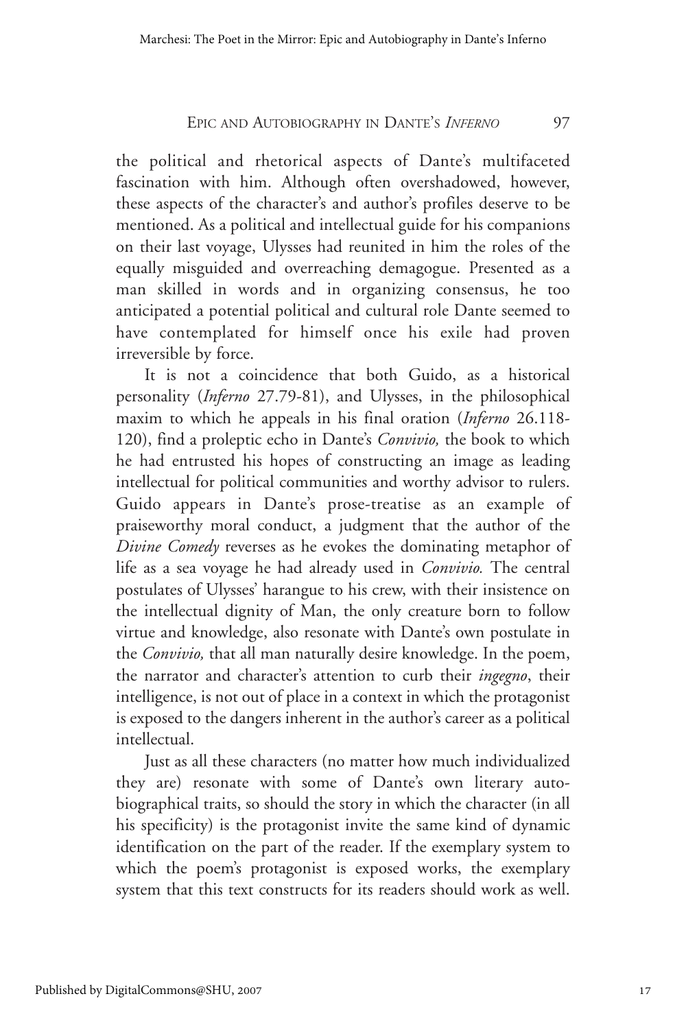the political and rhetorical aspects of Dante's multifaceted fascination with him. Although often overshadowed, however, these aspects of the character's and author's profiles deserve to be mentioned. As a political and intellectual guide for his companions on their last voyage, Ulysses had reunited in him the roles of the equally misguided and overreaching demagogue. Presented as a man skilled in words and in organizing consensus, he too anticipated a potential political and cultural role Dante seemed to have contemplated for himself once his exile had proven irreversible by force.

It is not a coincidence that both Guido, as a historical personality (*Inferno* 27.79-81), and Ulysses, in the philosophical maxim to which he appeals in his final oration (*Inferno* 26.118-120), find a proleptic echo in Dante's *Convivio,* the book to which he had entrusted his hopes of constructing an image as leading intellectual for political communities and worthy advisor to rulers. Guido appears in Dante's prose-treatise as an example of praiseworthy moral conduct, a judgment that the author of the *Divine Comedy* reverses as he evokes the dominating metaphor of life as a sea voyage he had already used in *Convivio.* The central postulates of Ulysses' harangue to his crew, with their insistence on the intellectual dignity of Man, the only creature born to follow virtue and knowledge, also resonate with Dante's own postulate in the *Convivio,* that all man naturally desire knowledge. In the poem, the narrator and character's attention to curb their *ingegno*, their intelligence, is not out of place in a context in which the protagonist is exposed to the dangers inherent in the author's career as a political intellectual.

Just as all these characters (no matter how much individualized they are) resonate with some of Dante's own literary autobiographical traits, so should the story in which the character (in all his specificity) is the protagonist invite the same kind of dynamic identification on the part of the reader. If the exemplary system to which the poem's protagonist is exposed works, the exemplary system that this text constructs for its readers should work as well.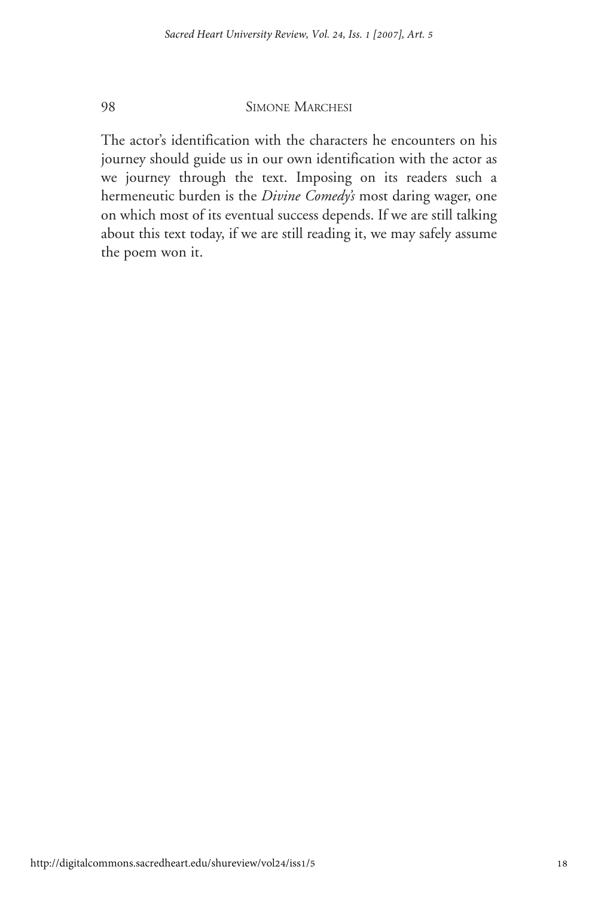The actor's identification with the characters he encounters on his journey should guide us in our own identification with the actor as we journey through the text. Imposing on its readers such a hermeneutic burden is the *Divine Comedy's* most daring wager, one on which most of its eventual success depends. If we are still talking about this text today, if we are still reading it, we may safely assume the poem won it.